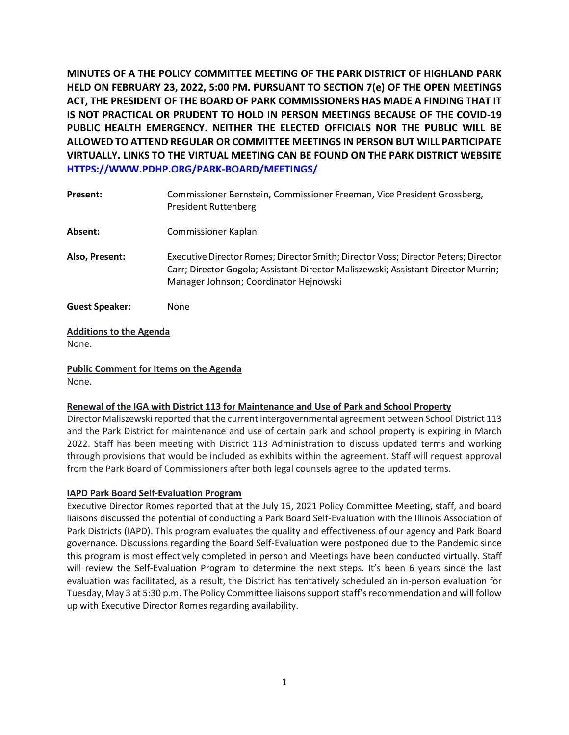**MINUTES OF A THE POLICY COMMITTEE MEETING OF THE PARK DISTRICT OF HIGHLAND PARK HELD ON FEBRUARY 23, 2022, 5:00 PM. PURSUANT TO SECTION 7(e) OF THE OPEN MEETINGS ACT, THE PRESIDENT OF THE BOARD OF PARK COMMISSIONERS HAS MADE A FINDING THAT IT IS NOT PRACTICAL OR PRUDENT TO HOLD IN PERSON MEETINGS BECAUSE OF THE COVID-19 PUBLIC HEALTH EMERGENCY. NEITHER THE ELECTED OFFICIALS NOR THE PUBLIC WILL BE ALLOWED TO ATTEND REGULAR OR COMMITTEE MEETINGS IN PERSON BUT WILL PARTICIPATE VIRTUALLY. LINKS TO THE VIRTUAL MEETING CAN BE FOUND ON THE PARK DISTRICT WEBSITE [HTTPS://WWW.PDHP.ORG/PARK-BOARD/MEETINGS/](https://www.pdhp.org/park-board/meetings/)**

**Present:** Commissioner Bernstein, Commissioner Freeman, Vice President Grossberg, President Ruttenberg

**Absent:** Commissioner Kaplan

**Also, Present:** Executive Director Romes; Director Smith; Director Voss; Director Peters; Director Carr; Director Gogola; Assistant Director Maliszewski; Assistant Director Murrin; Manager Johnson; Coordinator Hejnowski

**Guest Speaker:** None

**Additions to the Agenda**

None.

**Public Comment for Items on the Agenda**

None.

**Renewal of the IGA with District 113 for Maintenance and Use of Park and School Property**

Director Maliszewski reported that the current intergovernmental agreement between School District 113 and the Park District for maintenance and use of certain park and school property is expiring in March 2022. Staff has been meeting with District 113 Administration to discuss updated terms and working through provisions that would be included as exhibits within the agreement. Staff will request approval from the Park Board of Commissioners after both legal counsels agree to the updated terms.

**IAPD Park Board Self-Evaluation Program**

Executive Director Romes reported that at the July 15, 2021 Policy Committee Meeting, staff, and board liaisons discussed the potential of conducting a Park Board Self-Evaluation with the Illinois Association of Park Districts (IAPD). This program evaluates the quality and effectiveness of our agency and Park Board governance. Discussions regarding the Board Self-Evaluation were postponed due to the Pandemic since this program is most effectively completed in person and Meetings have been conducted virtually. Staff will review the Self-Evaluation Program to determine the next steps. It's been 6 years since the last evaluation was facilitated, as a result, the District has tentatively scheduled an in-person evaluation for Tuesday, May 3 at 5:30 p.m. The Policy Committee liaisons support staff's recommendation and will follow up with Executive Director Romes regarding availability.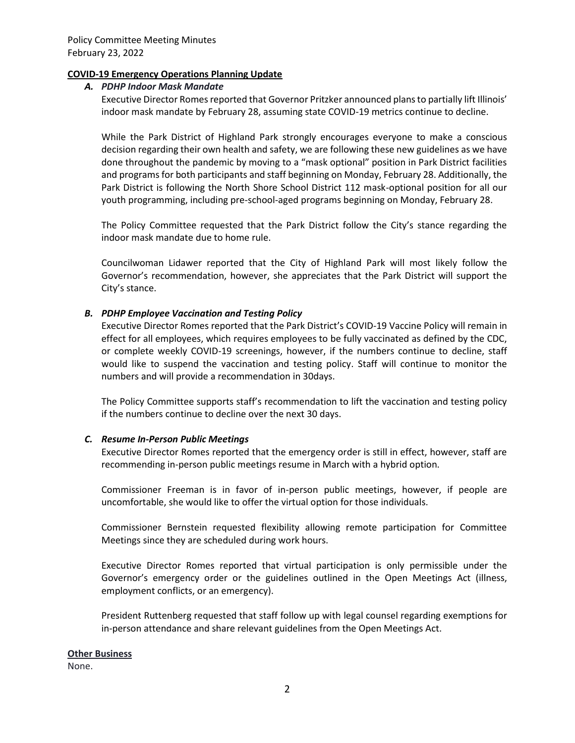## COVID-19 Emergency Operations Planning Update

### *A. PDHP Indoor Mask Mandate*

Executive Director Romes reported that Governor Pritzker announced plans to partially lift Illinois' indoor mask mandate by February 28, assuming state COVID-19 metrics continue to decline.

While the Park District of Highland Park strongly encourages everyone to make a conscious decision regarding their own health and safety, we are following these new guidelines as we have done throughout the pandemic by moving to a "mask optional" position in Park District facilities and programs for both participants and staff beginning on Monday, February 28. Additionally, the Park District is following the North Shore School District 112 mask-optional position for all our youth programming, including pre-school-aged programs beginning on Monday, February 28.

The Policy Committee requested that the Park District follow the City's stance regarding the indoor mask mandate due to home rule.

Councilwoman Lidawer reported that the City of Highland Park will most likely follow the Governor's recommendation, however, she appreciates that the Park District will support the City's stance.

### *B. PDHP Employee Vaccination and Testing Policy*

Executive Director Romes reported that the Park District's COVID-19 Vaccine Policy will remain in effect for all employees, which requires employees to be fully vaccinated as defined by the CDC, or complete weekly COVID-19 screenings, however, if the numbers continue to decline, staff would like to suspend the vaccination and testing policy. Staff will continue to monitor the numbers and will provide a recommendation in 30days.

The Policy Committee supports staff's recommendation to lift the vaccination and testing policy if the numbers continue to decline over the next 30 days.

### *C. Resume In-Person Public Meetings*

Executive Director Romes reported that the emergency order is still in effect, however, staff are recommending in-person public meetings resume in March with a hybrid option.

Commissioner Freeman is in favor of in-person public meetings, however, if people are uncomfortable, she would like to offer the virtual option for those individuals.

Commissioner Bernstein requested flexibility allowing remote participation for Committee Meetings since they are scheduled during work hours.

Executive Director Romes reported that virtual participation is only permissible under the Governor's emergency order or the guidelines outlined in the Open Meetings Act (illness, employment conflicts, or an emergency).

President Ruttenberg requested that staff follow up with legal counsel regarding exemptions for in-person attendance and share relevant guidelines from the Open Meetings Act.

## Other Business

None.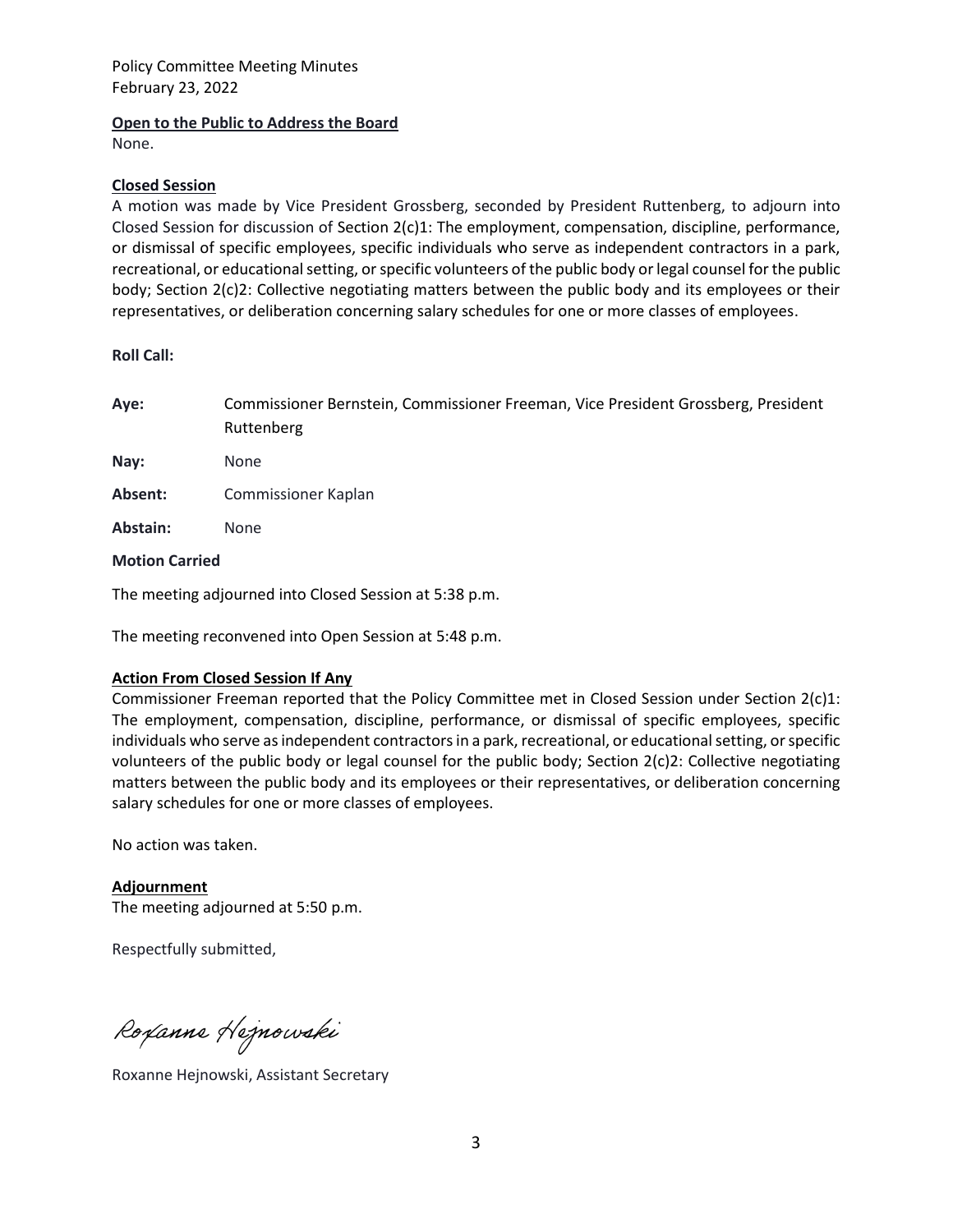Policy Committee Meeting Minutes
February 23, 2022

**Open to the Public to Address the Board**
None.

**Closed Session**
A motion was made by Vice President Grossberg, seconded by President Ruttenberg, to adjourn into Closed Session for discussion of Section 2(c)1: The employment, compensation, discipline, performance, or dismissal of specific employees, specific individuals who serve as independent contractors in a park, recreational, or educational setting, or specific volunteers of the public body or legal counsel for the public body; Section 2(c)2: Collective negotiating matters between the public body and its employees or their representatives, or deliberation concerning salary schedules for one or more classes of employees.

**Roll Call:**

| | |
|---|---|
| **Aye:** | Commissioner Bernstein, Commissioner Freeman, Vice President Grossberg, President Ruttenberg |
| **Nay:** | None |
| **Absent:** | Commissioner Kaplan |
| **Abstain:** | None |

**Motion Carried**

The meeting adjourned into Closed Session at 5:38 p.m.

The meeting reconvened into Open Session at 5:48 p.m.

**Action From Closed Session If Any**
Commissioner Freeman reported that the Policy Committee met in Closed Session under Section 2(c)1: The employment, compensation, discipline, performance, or dismissal of specific employees, specific individuals who serve as independent contractors in a park, recreational, or educational setting, or specific volunteers of the public body or legal counsel for the public body; Section 2(c)2: Collective negotiating matters between the public body and its employees or their representatives, or deliberation concerning salary schedules for one or more classes of employees.

No action was taken.

**Adjournment**
The meeting adjourned at 5:50 p.m.

Respectfully submitted,

Roxanne Hejnowski

Roxanne Hejnowski, Assistant Secretary